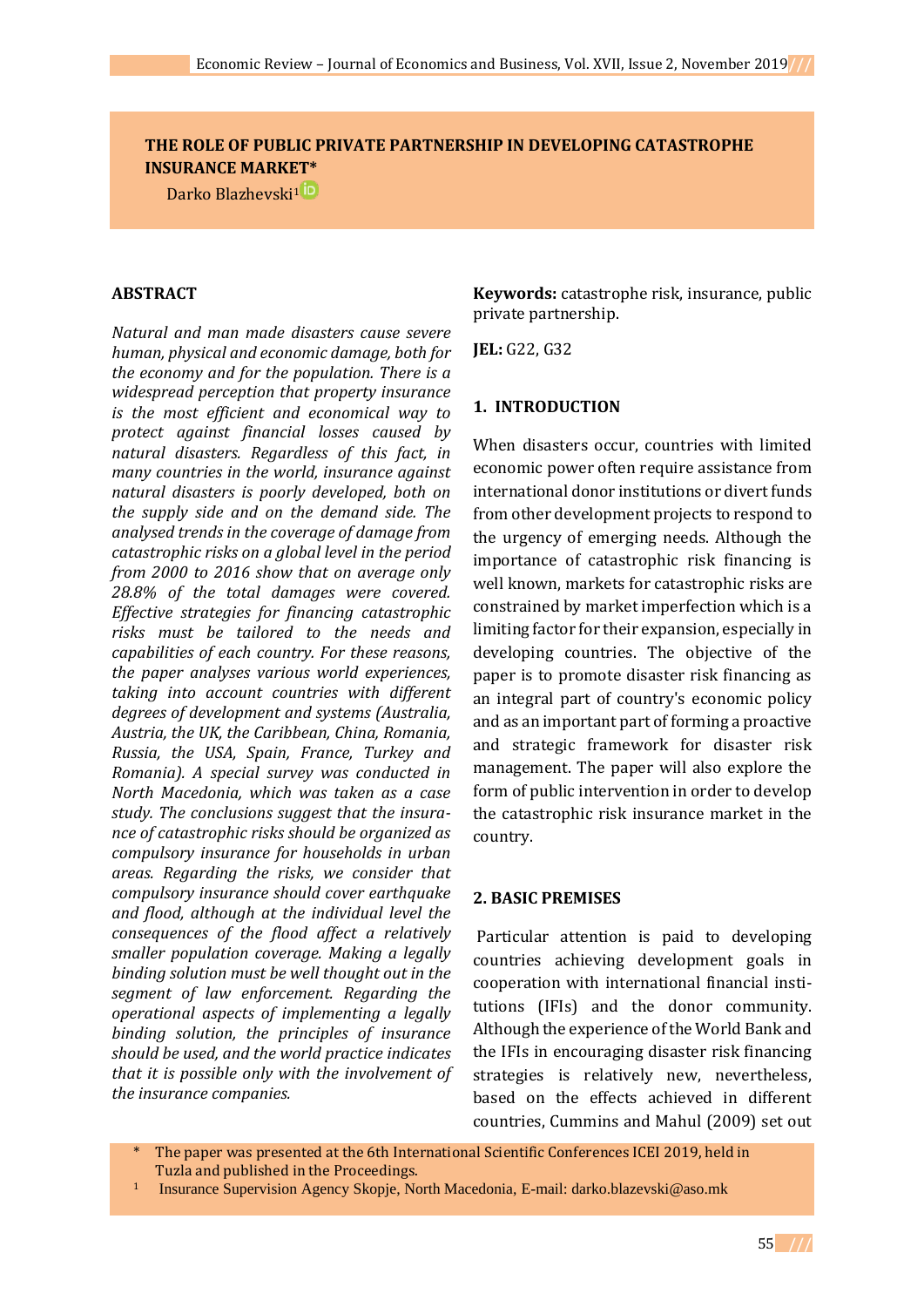# THE ROLE OF PUBLIC PRIVATE PARTNERSHIP IN DEVELOPING CATASTROPHE INSURANCE MARKET*

Darko Blazhevski[1]

## ABSTRACT

*Natural and man made disasters cause severe human, physical and economic damage, both for the economy and for the population. There is a widespread perception that property insurance is the most efficient and economical way to protect against financial losses caused by natural disasters. Regardless of this fact, in many countries in the world, insurance against natural disasters is poorly developed, both on the supply side and on the demand side. The analysed trends in the coverage of damage from catastrophic risks on a global level in the period from 2000 to 2016 show that on average only 28.8% of the total damages were covered. Effective strategies for financing catastrophic risks must be tailored to the needs and capabilities of each country. For these reasons, the paper analyses various world experiences, taking into account countries with different degrees of development and systems (Australia, Austria, the UK, the Caribbean, China, Romania, Russia, the USA, Spain, France, Turkey and Romania). A special survey was conducted in North Macedonia, which was taken as a case study. The conclusions suggest that the insurance of catastrophic risks should be organized as compulsory insurance for households in urban areas. Regarding the risks, we consider that compulsory insurance should cover earthquake and flood, although at the individual level the consequences of the flood affect a relatively smaller population coverage. Making a legally binding solution must be well thought out in the segment of law enforcement. Regarding the operational aspects of implementing a legally binding solution, the principles of insurance should be used, and the world practice indicates that it is possible only with the involvement of the insurance companies.*

**Keywords:** catastrophe risk, insurance, public private partnership.

**JEL:** G22, G32

## 1. INTRODUCTION

When disasters occur, countries with limited economic power often require assistance from international donor institutions or divert funds from other development projects to respond to the urgency of emerging needs. Although the importance of catastrophic risk financing is well known, markets for catastrophic risks are constrained by market imperfection which is a limiting factor for their expansion, especially in developing countries. The objective of the paper is to promote disaster risk financing as an integral part of country's economic policy and as an important part of forming a proactive and strategic framework for disaster risk management. The paper will also explore the form of public intervention in order to develop the catastrophic risk insurance market in the country.

## 2. BASIC PREMISES

Particular attention is paid to developing countries achieving development goals in cooperation with international financial institutions (IFIs) and the donor community. Although the experience of the World Bank and the IFIs in encouraging disaster risk financing strategies is relatively new, nevertheless, based on the effects achieved in different countries, Cummins and Mahul (2009) set out

---

\* The paper was presented at the 6th International Scientific Conferences ICEI 2019, held in Tuzla and published in the Proceedings.

[1] Insurance Supervision Agency Skopje, North Macedonia, E-mail: darko.blazevski@aso.mk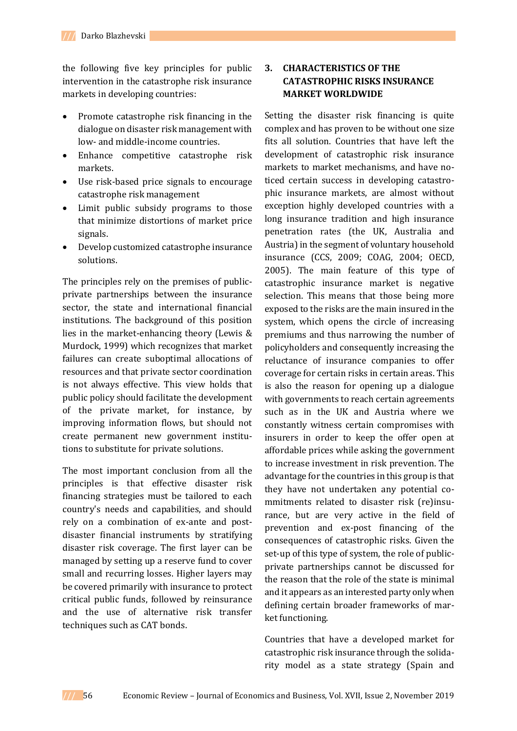the following five key principles for public intervention in the catastrophe risk insurance markets in developing countries:

- Promote catastrophe risk financing in the dialogue on disaster risk management with low- and middle-income countries.
- Enhance competitive catastrophe risk markets.
- Use risk-based price signals to encourage catastrophe risk management
- Limit public subsidy programs to those that minimize distortions of market price signals.
- Develop customized catastrophe insurance solutions.

The principles rely on the premises of public-private partnerships between the insurance sector, the state and international financial institutions. The background of this position lies in the market-enhancing theory (Lewis & Murdock, 1999) which recognizes that market failures can create suboptimal allocations of resources and that private sector coordination is not always effective. This view holds that public policy should facilitate the development of the private market, for instance, by improving information flows, but should not create permanent new government institutions to substitute for private solutions.

The most important conclusion from all the principles is that effective disaster risk financing strategies must be tailored to each country's needs and capabilities, and should rely on a combination of ex-ante and post-disaster financial instruments by stratifying disaster risk coverage. The first layer can be managed by setting up a reserve fund to cover small and recurring losses. Higher layers may be covered primarily with insurance to protect critical public funds, followed by reinsurance and the use of alternative risk transfer techniques such as CAT bonds.

## 3. CHARACTERISTICS OF THE CATASTROPHIC RISKS INSURANCE MARKET WORLDWIDE

Setting the disaster risk financing is quite complex and has proven to be without one size fits all solution. Countries that have left the development of catastrophic risk insurance markets to market mechanisms, and have noticed certain success in developing catastrophic insurance markets, are almost without exception highly developed countries with a long insurance tradition and high insurance penetration rates (the UK, Australia and Austria) in the segment of voluntary household insurance (CCS, 2009; COAG, 2004; OECD, 2005). The main feature of this type of catastrophic insurance market is negative selection. This means that those being more exposed to the risks are the main insured in the system, which opens the circle of increasing premiums and thus narrowing the number of policyholders and consequently increasing the reluctance of insurance companies to offer coverage for certain risks in certain areas. This is also the reason for opening up a dialogue with governments to reach certain agreements such as in the UK and Austria where we constantly witness certain compromises with insurers in order to keep the offer open at affordable prices while asking the government to increase investment in risk prevention. The advantage for the countries in this group is that they have not undertaken any potential commitments related to disaster risk (re)insurance, but are very active in the field of prevention and ex-post financing of the consequences of catastrophic risks. Given the set-up of this type of system, the role of public-private partnerships cannot be discussed for the reason that the role of the state is minimal and it appears as an interested party only when defining certain broader frameworks of market functioning.

Countries that have a developed market for catastrophic risk insurance through the solidarity model as a state strategy (Spain and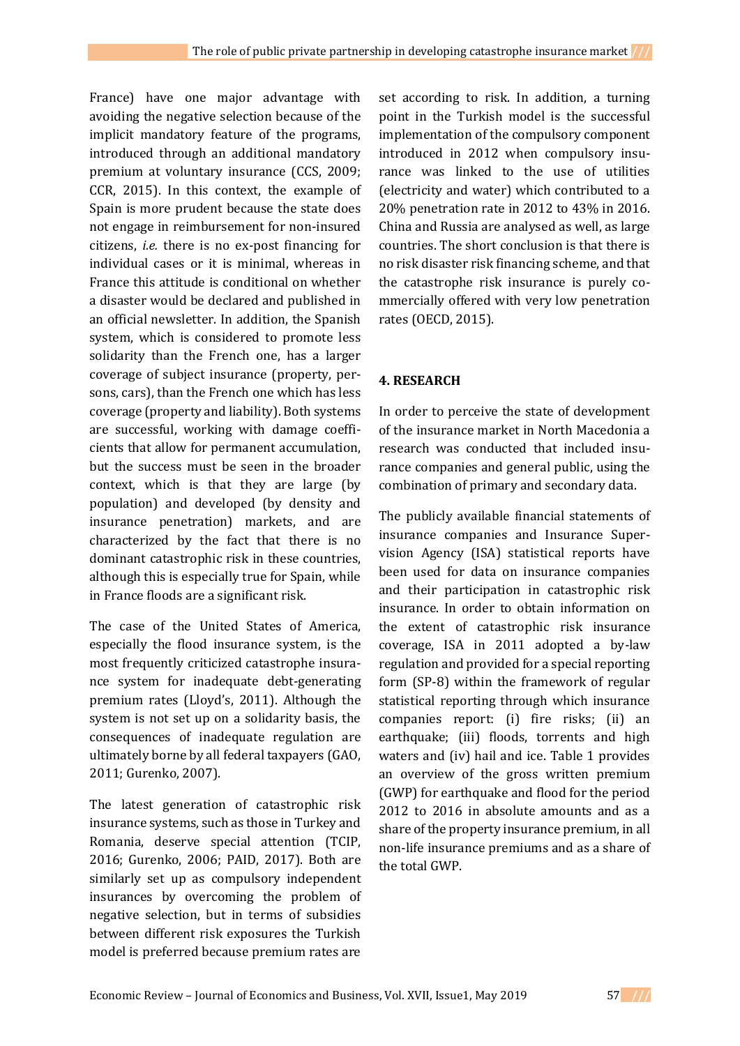France) have one major advantage with avoiding the negative selection because of the implicit mandatory feature of the programs, introduced through an additional mandatory premium at voluntary insurance (CCS, 2009; CCR, 2015). In this context, the example of Spain is more prudent because the state does not engage in reimbursement for non-insured citizens, *i.e.* there is no ex-post financing for individual cases or it is minimal, whereas in France this attitude is conditional on whether a disaster would be declared and published in an official newsletter. In addition, the Spanish system, which is considered to promote less solidarity than the French one, has a larger coverage of subject insurance (property, persons, cars), than the French one which has less coverage (property and liability). Both systems are successful, working with damage coefficients that allow for permanent accumulation, but the success must be seen in the broader context, which is that they are large (by population) and developed (by density and insurance penetration) markets, and are characterized by the fact that there is no dominant catastrophic risk in these countries, although this is especially true for Spain, while in France floods are a significant risk.

The case of the United States of America, especially the flood insurance system, is the most frequently criticized catastrophe insurance system for inadequate debt-generating premium rates (Lloyd's, 2011). Although the system is not set up on a solidarity basis, the consequences of inadequate regulation are ultimately borne by all federal taxpayers (GAO, 2011; Gurenko, 2007).

The latest generation of catastrophic risk insurance systems, such as those in Turkey and Romania, deserve special attention (TCIP, 2016; Gurenko, 2006; PAID, 2017). Both are similarly set up as compulsory independent insurances by overcoming the problem of negative selection, but in terms of subsidies between different risk exposures the Turkish model is preferred because premium rates are set according to risk. In addition, a turning point in the Turkish model is the successful implementation of the compulsory component introduced in 2012 when compulsory insurance was linked to the use of utilities (electricity and water) which contributed to a 20% penetration rate in 2012 to 43% in 2016. China and Russia are analysed as well, as large countries. The short conclusion is that there is no risk disaster risk financing scheme, and that the catastrophe risk insurance is purely commercially offered with very low penetration rates (OECD, 2015).

## 4. RESEARCH

In order to perceive the state of development of the insurance market in North Macedonia a research was conducted that included insurance companies and general public, using the combination of primary and secondary data.

The publicly available financial statements of insurance companies and Insurance Supervision Agency (ISA) statistical reports have been used for data on insurance companies and their participation in catastrophic risk insurance. In order to obtain information on the extent of catastrophic risk insurance coverage, ISA in 2011 adopted a by-law regulation and provided for a special reporting form (SP-8) within the framework of regular statistical reporting through which insurance companies report: (i) fire risks; (ii) an earthquake; (iii) floods, torrents and high waters and (iv) hail and ice. Table 1 provides an overview of the gross written premium (GWP) for earthquake and flood for the period 2012 to 2016 in absolute amounts and as a share of the property insurance premium, in all non-life insurance premiums and as a share of the total GWP.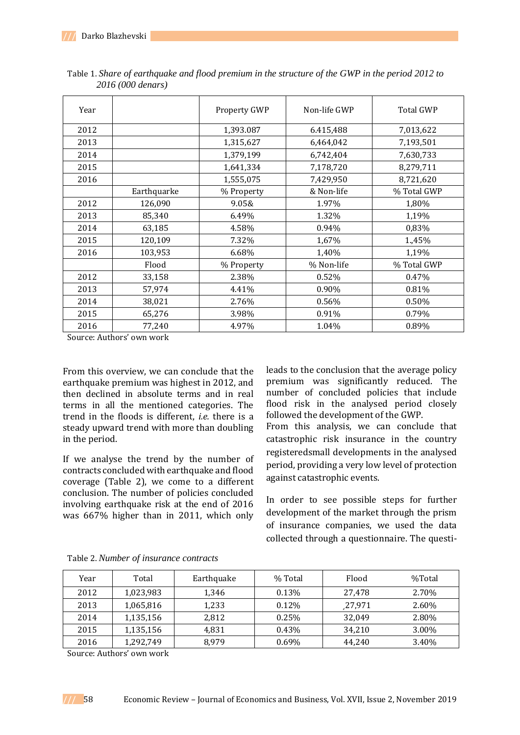Table 1. *Share of earthquake and flood premium in the structure of the GWP in the period 2012 to 2016 (000 denars)*

| Year | | Property GWP | Non-life GWP | Total GWP |
|---|---|---|---|---|
| 2012 | | 1,393.087 | 6.415,488 | 7,013,622 |
| 2013 | | 1,315,627 | 6,464,042 | 7,193,501 |
| 2014 | | 1,379,199 | 6,742,404 | 7,630,733 |
| 2015 | | 1,641,334 | 7,178,720 | 8,279,711 |
| 2016 | | 1,555,075 | 7,429,950 | 8,721,620 |
| | Earthquarke | % Property | & Non-life | % Total GWP |
| 2012 | 126,090 | 9.05& | 1.97% | 1,80% |
| 2013 | 85,340 | 6.49% | 1.32% | 1,19% |
| 2014 | 63,185 | 4.58% | 0.94% | 0,83% |
| 2015 | 120,109 | 7.32% | 1,67% | 1.,45% |
| 2016 | 103,953 | 6.68% | 1,40% | 1,19% |
| | Flood | % Property | % Non-life | % Total GWP |
| 2012 | 33,158 | 2.38% | 0.52% | 0.47% |
| 2013 | 57,974 | 4.41% | 0.90% | 0.81% |
| 2014 | 38,021 | 2.76% | 0.56% | 0.50% |
| 2015 | 65,276 | 3.98% | 0.91% | 0.79% |
| 2016 | 77,240 | 4.97% | 1.04% | 0.89% |

Source: Authors' own work

From this overview, we can conclude that the earthquake premium was highest in 2012, and then declined in absolute terms and in real terms in all the mentioned categories. The trend in the floods is different, *i.e.* there is a steady upward trend with more than doubling in the period.

If we analyse the trend by the number of contracts concluded with earthquake and flood coverage (Table 2), we come to a different conclusion. The number of policies concluded involving earthquake risk at the end of 2016 was 667% higher than in 2011, which only leads to the conclusion that the average policy premium was significantly reduced. The number of concluded policies that include flood risk in the analysed period closely followed the development of the GWP.

From this analysis, we can conclude that catastrophic risk insurance in the country registeredsmall developments in the analysed period, providing a very low level of protection against catastrophic events.

In order to see possible steps for further development of the market through the prism of insurance companies, we used the data collected through a questionnaire. The questi-

Table 2. *Number of insurance contracts*

| Year | Total | Earthquake | % Total | Flood | %Total |
|---|---|---|---|---|---|
| 2012 | 1,023,983 | 1,346 | 0.13% | 27,478 | 2.70% |
| 2013 | 1,065,816 | 1,233 | 0.12% | ,27,971 | 2.60% |
| 2014 | 1,135,156 | 2,812 | 0.25% | 32,049 | 2.80% |
| 2015 | 1,135,156 | 4,831 | 0.43% | 34,210 | 3.00% |
| 2016 | 1,292,749 | 8,979 | 0.69% | 44,240 | 3.40% |

Source: Authors' own work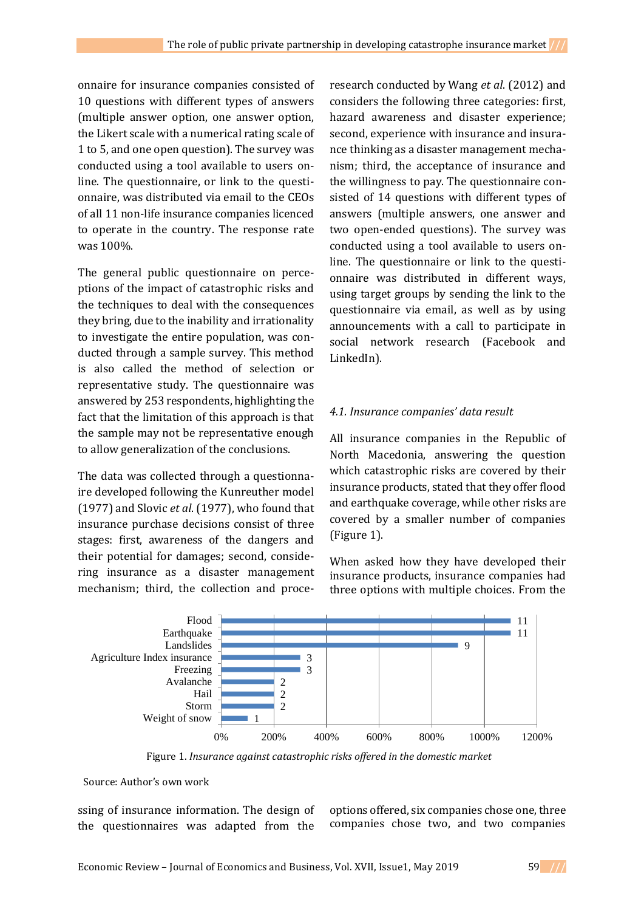onnaire for insurance companies consisted of 10 questions with different types of answers (multiple answer option, one answer option, the Likert scale with a numerical rating scale of 1 to 5, and one open question). The survey was conducted using a tool available to users online. The questionnaire, or link to the questionnaire, was distributed via email to the CEOs of all 11 non-life insurance companies licenced to operate in the country. The response rate was 100%.

The general public questionnaire on perceptions of the impact of catastrophic risks and the techniques to deal with the consequences they bring, due to the inability and irrationality to investigate the entire population, was conducted through a sample survey. This method is also called the method of selection or representative study. The questionnaire was answered by 253 respondents, highlighting the fact that the limitation of this approach is that the sample may not be representative enough to allow generalization of the conclusions.

The data was collected through a questionnaire developed following the Kunreuther model (1977) and Slovic *et al*. (1977), who found that insurance purchase decisions consist of three stages: first, awareness of the dangers and their potential for damages; second, considering insurance as a disaster management mechanism; third, the collection and processing of insurance information. The design of the questionnaires was adapted from the research conducted by Wang *et al*. (2012) and considers the following three categories: first, hazard awareness and disaster experience; second, experience with insurance and insurance thinking as a disaster management mechanism; third, the acceptance of insurance and the willingness to pay. The questionnaire consisted of 14 questions with different types of answers (multiple answers, one answer and two open-ended questions). The survey was conducted using a tool available to users online. The questionnaire or link to the questionnaire was distributed in different ways, using target groups by sending the link to the questionnaire via email, as well as by using announcements with a call to participate in social network research (Facebook and LinkedIn).

### *4.1. Insurance companies' data result*

All insurance companies in the Republic of North Macedonia, answering the question which catastrophic risks are covered by their insurance products, stated that they offer flood and earthquake coverage, while other risks are covered by a smaller number of companies (Figure 1).

When asked how they have developed their insurance products, insurance companies had three options with multiple choices. From the options offered, six companies chose one, three companies chose two, and two companies

| Risk | Number of companies |
|---|---|
| Flood | 11 |
| Earthquake | 11 |
| Landslides | 9 |
| Agriculture Index insurance | 3 |
| Freezing | 3 |
| Avalanche | 2 |
| Hail | 2 |
| Storm | 2 |
| Weight of snow | 1 |

Figure 1. *Insurance against catastrophic risks offered in the domestic market*

Source: Author's own work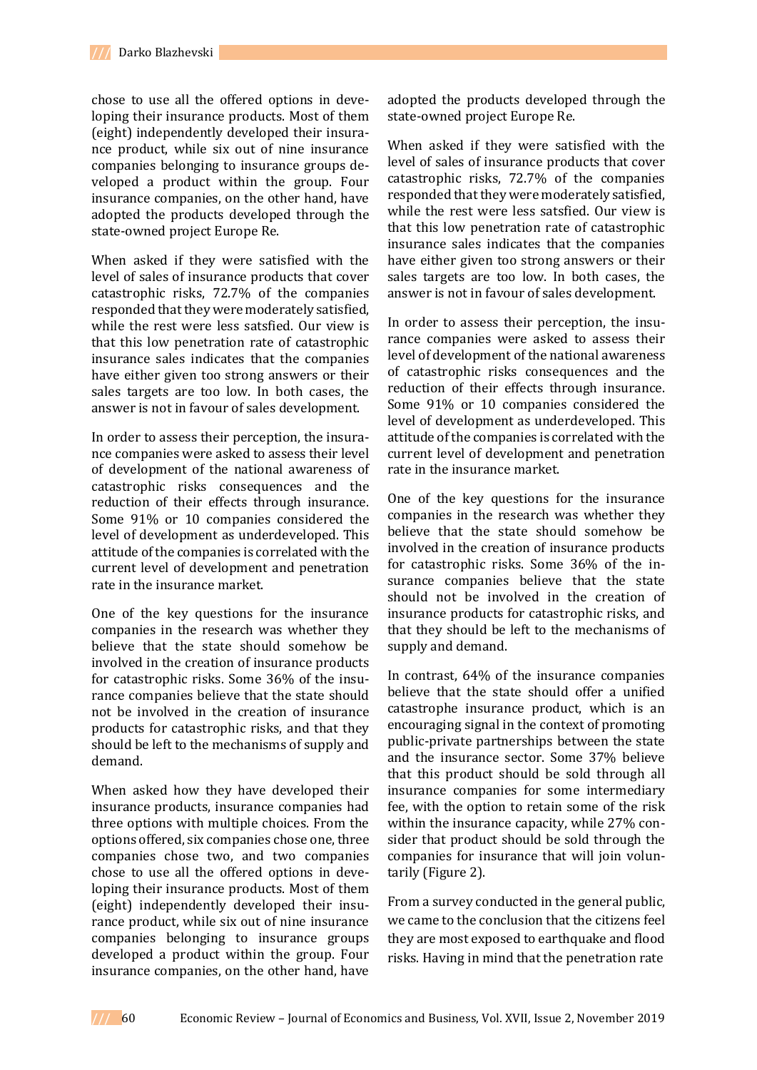chose to use all the offered options in developing their insurance products. Most of them (eight) independently developed their insurance product, while six out of nine insurance companies belonging to insurance groups developed a product within the group. Four insurance companies, on the other hand, have adopted the products developed through the state-owned project Europe Re.

When asked if they were satisfied with the level of sales of insurance products that cover catastrophic risks, 72.7% of the companies responded that they were moderately satisfied, while the rest were less satsfied. Our view is that this low penetration rate of catastrophic insurance sales indicates that the companies have either given too strong answers or their sales targets are too low. In both cases, the answer is not in favour of sales development.

In order to assess their perception, the insurance companies were asked to assess their level of development of the national awareness of catastrophic risks consequences and the reduction of their effects through insurance. Some 91% or 10 companies considered the level of development as underdeveloped. This attitude of the companies is correlated with the current level of development and penetration rate in the insurance market.

One of the key questions for the insurance companies in the research was whether they believe that the state should somehow be involved in the creation of insurance products for catastrophic risks. Some 36% of the insurance companies believe that the state should not be involved in the creation of insurance products for catastrophic risks, and that they should be left to the mechanisms of supply and demand.

When asked how they have developed their insurance products, insurance companies had three options with multiple choices. From the options offered, six companies chose one, three companies chose two, and two companies chose to use all the offered options in developing their insurance products. Most of them (eight) independently developed their insurance product, while six out of nine insurance companies belonging to insurance groups developed a product within the group. Four insurance companies, on the other hand, have adopted the products developed through the state-owned project Europe Re.

When asked if they were satisfied with the level of sales of insurance products that cover catastrophic risks, 72.7% of the companies responded that they were moderately satisfied, while the rest were less satsfied. Our view is that this low penetration rate of catastrophic insurance sales indicates that the companies have either given too strong answers or their sales targets are too low. In both cases, the answer is not in favour of sales development.

In order to assess their perception, the insurance companies were asked to assess their level of development of the national awareness of catastrophic risks consequences and the reduction of their effects through insurance. Some 91% or 10 companies considered the level of development as underdeveloped. This attitude of the companies is correlated with the current level of development and penetration rate in the insurance market.

One of the key questions for the insurance companies in the research was whether they believe that the state should somehow be involved in the creation of insurance products for catastrophic risks. Some 36% of the insurance companies believe that the state should not be involved in the creation of insurance products for catastrophic risks, and that they should be left to the mechanisms of supply and demand.

In contrast, 64% of the insurance companies believe that the state should offer a unified catastrophe insurance product, which is an encouraging signal in the context of promoting public-private partnerships between the state and the insurance sector. Some 37% believe that this product should be sold through all insurance companies for some intermediary fee, with the option to retain some of the risk within the insurance capacity, while 27% consider that product should be sold through the companies for insurance that will join voluntarily (Figure 2).

From a survey conducted in the general public, we came to the conclusion that the citizens feel they are most exposed to earthquake and flood risks. Having in mind that the penetration rate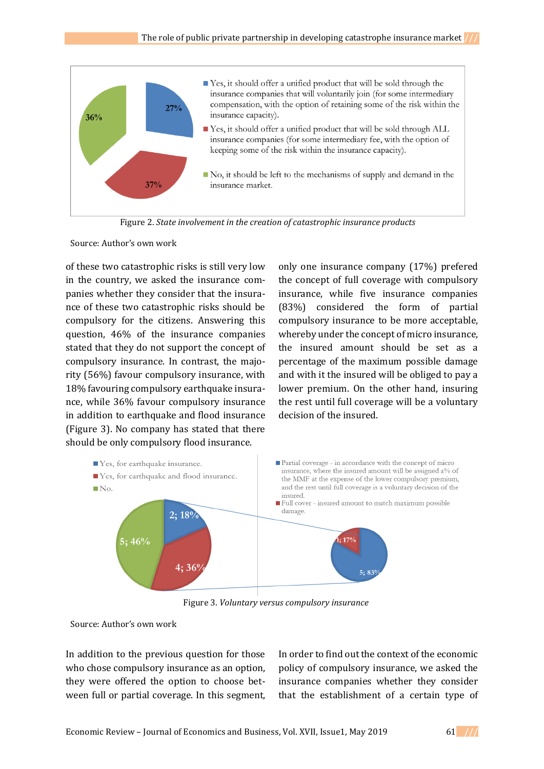Figure 2. *State involvement in the creation of catastrophic insurance products*

Source: Author's own work

of these two catastrophic risks is still very low in the country, we asked the insurance companies whether they consider that the insurance of these two catastrophic risks should be compulsory for the citizens. Answering this question, 46% of the insurance companies stated that they do not support the concept of compulsory insurance. In contrast, the majority (56%) favour compulsory insurance, with 18% favouring compulsory earthquake insurance, while 36% favour compulsory insurance in addition to earthquake and flood insurance (Figure 3). No company has stated that there should be only compulsory flood insurance.

only one insurance company (17%) prefered the concept of full coverage with compulsory insurance, while five insurance companies (83%) considered the form of partial compulsory insurance to be more acceptable, whereby under the concept of micro insurance, the insured amount should be set as a percentage of the maximum possible damage and with it the insured will be obliged to pay a lower premium. On the other hand, insuring the rest until full coverage will be a voluntary decision of the insured.

Figure 3. *Voluntary versus compulsory insurance*

Source: Author's own work

In addition to the previous question for those who chose compulsory insurance as an option, they were offered the option to choose between full or partial coverage. In this segment,

In order to find out the context of the economic policy of compulsory insurance, we asked the insurance companies whether they consider that the establishment of a certain type of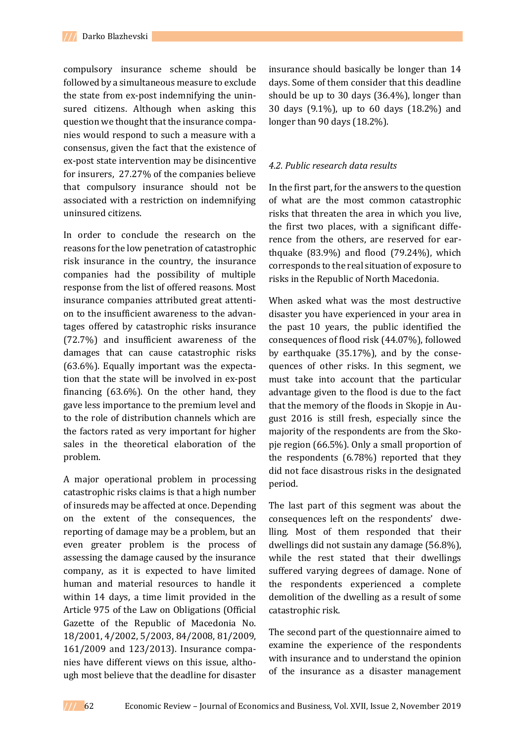compulsory insurance scheme should be followed by a simultaneous measure to exclude the state from ex-post indemnifying the uninsured citizens. Although when asking this question we thought that the insurance companies would respond to such a measure with a consensus, given the fact that the existence of ex-post state intervention may be disincentive for insurers, 27.27% of the companies believe that compulsory insurance should not be associated with a restriction on indemnifying uninsured citizens.

In order to conclude the research on the reasons for the low penetration of catastrophic risk insurance in the country, the insurance companies had the possibility of multiple response from the list of offered reasons. Most insurance companies attributed great attention to the insufficient awareness to the advantages offered by catastrophic risks insurance (72.7%) and insufficient awareness of the damages that can cause catastrophic risks (63.6%). Equally important was the expectation that the state will be involved in ex-post financing (63.6%). On the other hand, they gave less importance to the premium level and to the role of distribution channels which are the factors rated as very important for higher sales in the theoretical elaboration of the problem.

A major operational problem in processing catastrophic risks claims is that a high number of insureds may be affected at once. Depending on the extent of the consequences, the reporting of damage may be a problem, but an even greater problem is the process of assessing the damage caused by the insurance company, as it is expected to have limited human and material resources to handle it within 14 days, a time limit provided in the Article 975 of the Law on Obligations (Official Gazette of the Republic of Macedonia No. 18/2001, 4/2002, 5/2003, 84/2008, 81/2009, 161/2009 and 123/2013). Insurance companies have different views on this issue, although most believe that the deadline for disaster insurance should basically be longer than 14 days. Some of them consider that this deadline should be up to 30 days (36.4%), longer than 30 days (9.1%), up to 60 days (18.2%) and longer than 90 days (18.2%).

### *4.2. Public research data results*

In the first part, for the answers to the question of what are the most common catastrophic risks that threaten the area in which you live, the first two places, with a significant difference from the others, are reserved for earthquake (83.9%) and flood (79.24%), which corresponds to the real situation of exposure to risks in the Republic of North Macedonia.

When asked what was the most destructive disaster you have experienced in your area in the past 10 years, the public identified the consequences of flood risk (44.07%), followed by earthquake (35.17%), and by the consequences of other risks. In this segment, we must take into account that the particular advantage given to the flood is due to the fact that the memory of the floods in Skopje in August 2016 is still fresh, especially since the majority of the respondents are from the Skopje region (66.5%). Only a small proportion of the respondents (6.78%) reported that they did not face disastrous risks in the designated period.

The last part of this segment was about the consequences left on the respondents' dwelling. Most of them responded that their dwellings did not sustain any damage (56.8%), while the rest stated that their dwellings suffered varying degrees of damage. None of the respondents experienced a complete demolition of the dwelling as a result of some catastrophic risk.

The second part of the questionnaire aimed to examine the experience of the respondents with insurance and to understand the opinion of the insurance as a disaster management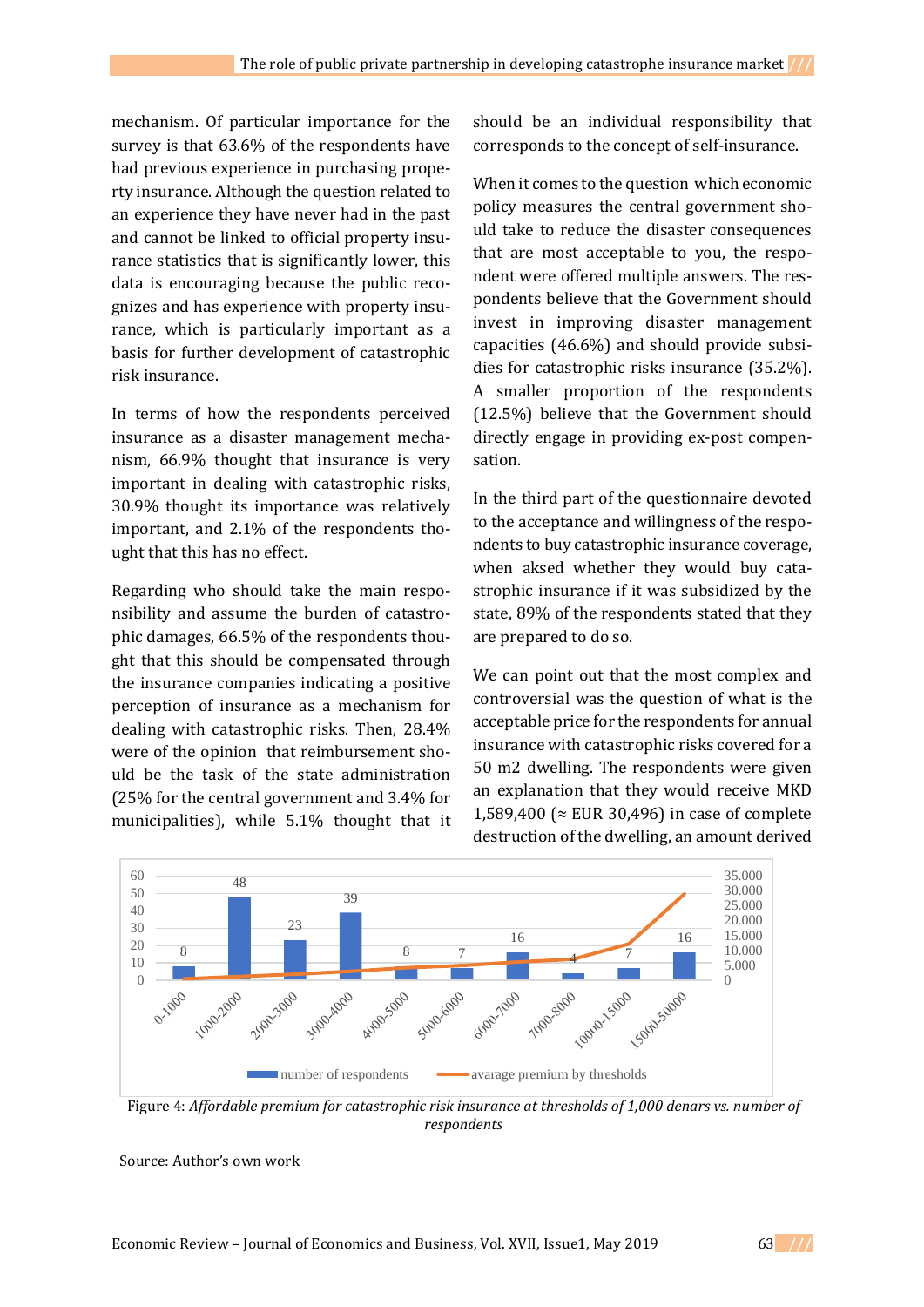mechanism. Of particular importance for the survey is that 63.6% of the respondents have had previous experience in purchasing property insurance. Although the question related to an experience they have never had in the past and cannot be linked to official property insurance statistics that is significantly lower, this data is encouraging because the public recognizes and has experience with property insurance, which is particularly important as a basis for further development of catastrophic risk insurance.

In terms of how the respondents perceived insurance as a disaster management mechanism, 66.9% thought that insurance is very important in dealing with catastrophic risks, 30.9% thought its importance was relatively important, and 2.1% of the respondents thought that this has no effect.

Regarding who should take the main responsibility and assume the burden of catastrophic damages, 66.5% of the respondents thought that this should be compensated through the insurance companies indicating a positive perception of insurance as a mechanism for dealing with catastrophic risks. Then, 28.4% were of the opinion that reimbursement should be the task of the state administration (25% for the central government and 3.4% for municipalities), while 5.1% thought that it should be an individual responsibility that corresponds to the concept of self-insurance.

When it comes to the question which economic policy measures the central government should take to reduce the disaster consequences that are most acceptable to you, the respondent were offered multiple answers. The respondents believe that the Government should invest in improving disaster management capacities (46.6%) and should provide subsidies for catastrophic risks insurance (35.2%). A smaller proportion of the respondents (12.5%) believe that the Government should directly engage in providing ex-post compensation.

In the third part of the questionnaire devoted to the acceptance and willingness of the respondents to buy catastrophic insurance coverage, when aksed whether they would buy catastrophic insurance if it was subsidized by the state, 89% of the respondents stated that they are prepared to do so.

We can point out that the most complex and controversial was the question of what is the acceptable price for the respondents for annual insurance with catastrophic risks covered for a 50 m2 dwelling. The respondents were given an explanation that they would receive MKD 1,589,400 (≈ EUR 30,496) in case of complete destruction of the dwelling, an amount derived

| Threshold | Number of respondents |
|---|---|
| 0-1000 | 8 |
| 1000-2000 | 48 |
| 2000-3000 | 23 |
| 3000-4000 | 39 |
| 4000-5000 | 8 |
| 5000-6000 | 7 |
| 6000-7000 | 16 |
| 7000-8000 | 4 |
| 10000-15000 | 7 |
| 15000-50000 | 16 |

Legend: number of respondents; avarage premium by thresholds

Figure 4: *Affordable premium for catastrophic risk insurance at thresholds of 1,000 denars vs. number of respondents*

Source: Author's own work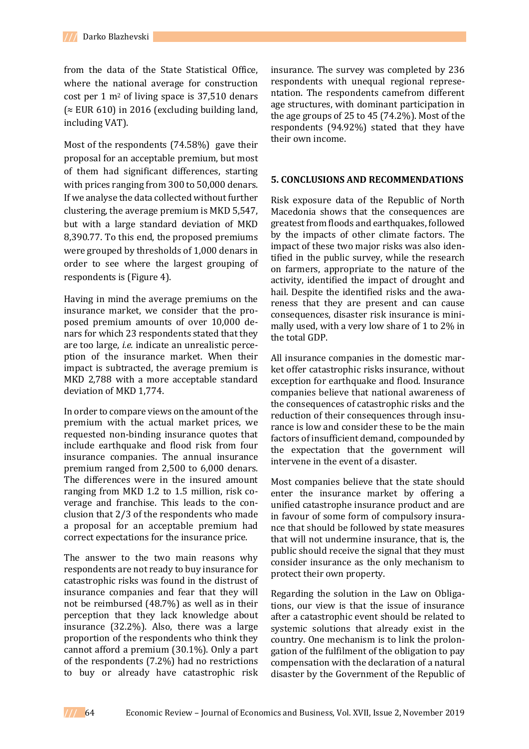from the data of the State Statistical Office, where the national average for construction cost per 1 m$^2$ of living space is 37,510 denars (≈ EUR 610) in 2016 (excluding building land, including VAT).

Most of the respondents (74.58%) gave their proposal for an acceptable premium, but most of them had significant differences, starting with prices ranging from 300 to 50,000 denars. If we analyse the data collected without further clustering, the average premium is MKD 5,547, but with a large standard deviation of MKD 8,390.77. To this end, the proposed premiums were grouped by thresholds of 1,000 denars in order to see where the largest grouping of respondents is (Figure 4).

Having in mind the average premiums on the insurance market, we consider that the proposed premium amounts of over 10,000 denars for which 23 respondents stated that they are too large, *i.e.* indicate an unrealistic perception of the insurance market. When their impact is subtracted, the average premium is MKD 2,788 with a more acceptable standard deviation of MKD 1,774.

In order to compare views on the amount of the premium with the actual market prices, we requested non-binding insurance quotes that include earthquake and flood risk from four insurance companies. The annual insurance premium ranged from 2,500 to 6,000 denars. The differences were in the insured amount ranging from MKD 1.2 to 1.5 million, risk coverage and franchise. This leads to the conclusion that 2/3 of the respondents who made a proposal for an acceptable premium had correct expectations for the insurance price.

The answer to the two main reasons why respondents are not ready to buy insurance for catastrophic risks was found in the distrust of insurance companies and fear that they will not be reimbursed (48.7%) as well as in their perception that they lack knowledge about insurance (32.2%). Also, there was a large proportion of the respondents who think they cannot afford a premium (30.1%). Only a part of the respondents (7.2%) had no restrictions to buy or already have catastrophic risk insurance. The survey was completed by 236 respondents with unequal regional representation. The respondents camefrom different age structures, with dominant participation in the age groups of 25 to 45 (74.2%). Most of the respondents (94.92%) stated that they have their own income.

## 5. CONCLUSIONS AND RECOMMENDATIONS

Risk exposure data of the Republic of North Macedonia shows that the consequences are greatest from floods and earthquakes, followed by the impacts of other climate factors. The impact of these two major risks was also identified in the public survey, while the research on farmers, appropriate to the nature of the activity, identified the impact of drought and hail. Despite the identified risks and the awareness that they are present and can cause consequences, disaster risk insurance is minimally used, with a very low share of 1 to 2% in the total GDP.

All insurance companies in the domestic market offer catastrophic risks insurance, without exception for earthquake and flood. Insurance companies believe that national awareness of the consequences of catastrophic risks and the reduction of their consequences through insurance is low and consider these to be the main factors of insufficient demand, compounded by the expectation that the government will intervene in the event of a disaster.

Most companies believe that the state should enter the insurance market by offering a unified catastrophe insurance product and are in favour of some form of compulsory insurance that should be followed by state measures that will not undermine insurance, that is, the public should receive the signal that they must consider insurance as the only mechanism to protect their own property.

Regarding the solution in the Law on Obligations, our view is that the issue of insurance after a catastrophic event should be related to systemic solutions that already exist in the country. One mechanism is to link the prolongation of the fulfilment of the obligation to pay compensation with the declaration of a natural disaster by the Government of the Republic of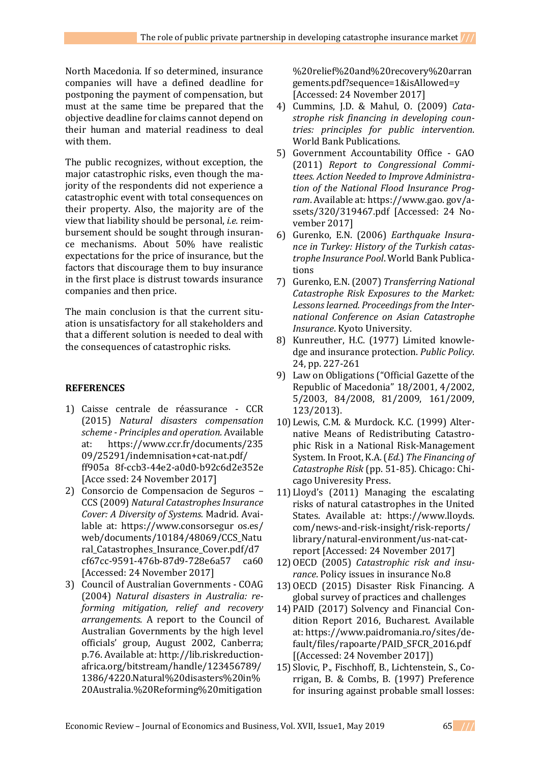North Macedonia. If so determined, insurance companies will have a defined deadline for postponing the payment of compensation, but must at the same time be prepared that the objective deadline for claims cannot depend on their human and material readiness to deal with them.

The public recognizes, without exception, the major catastrophic risks, even though the majority of the respondents did not experience a catastrophic event with total consequences on their property. Also, the majority are of the view that liability should be personal, *i.e.* reimbursement should be sought through insurance mechanisms. About 50% have realistic expectations for the price of insurance, but the factors that discourage them to buy insurance in the first place is distrust towards insurance companies and then price.

The main conclusion is that the current situation is unsatisfactory for all stakeholders and that a different solution is needed to deal with the consequences of catastrophic risks.

## REFERENCES

1) Caisse centrale de réassurance - CCR (2015) *Natural disasters compensation scheme - Principles and operation.* Available at: https://www.ccr.fr/documents/23509/25291/indemnisation+cat-nat.pdf/ff905a 8f-ccb3-44e2-a0d0-b92c6d2e352e [Acce ssed: 24 November 2017]
2) Consorcio de Compensacion de Seguros – CCS (2009) *Natural Catastrophes Insurance Cover: A Diversity of Systems.* Madrid. Available at: https://www.consorsegur os.es/web/documents/10184/48069/CCS_Natural_Catastrophes_Insurance_Cover.pdf/d7cf67cc-9591-476b-87d9-728e6a57 ca60 [Accessed: 24 November 2017]
3) Council of Australian Governments - COAG (2004) *Natural disasters in Australia: reforming mitigation, relief and recovery arrangements*. A report to the Council of Australian Governments by the high level officials' group, August 2002, Canberra; p.76. Available at: http://lib.riskreductionafrica.org/bitstream/handle/123456789/1386/4220.Natural%20disasters%20in%20Australia.%20Reforming%20mitigation%20relief%20and%20recovery%20arrangements.pdf?sequence=1&isAllowed=y [Accessed: 24 November 2017]
4) Cummins, J.D. & Mahul, O. (2009) *Catastrophe risk financing in developing countries: principles for public intervention*. World Bank Publications.
5) Government Accountability Office - GAO (2011) *Report to Congressional Committees. Action Needed to Improve Administration of the National Flood Insurance Program*. Available at: https://www.gao. gov/assets/320/319467.pdf [Accessed: 24 November 2017]
6) Gurenko, E.N. (2006) *Earthquake Insurance in Turkey: History of the Turkish catastrophe Insurance Pool*. World Bank Publications
7) Gurenko, E.N. (2007) *Transferring National Catastrophe Risk Exposures to the Market: Lessons learned. Proceedings from the International Conference on Asian Catastrophe Insurance*. Kyoto University.
8) Kunreuther, H.C. (1977) Limited knowledge and insurance protection. *Public Policy*. 24, pp. 227-261
9) Law on Obligations ("Official Gazette of the Republic of Macedonia" 18/2001, 4/2002, 5/2003, 84/2008, 81/2009, 161/2009, 123/2013).
10) Lewis, C.M. & Murdock. K.C. (1999) Alternative Means of Redistributing Catastrophic Risk in a National Risk-Management System. In Froot, K.A. (*Ed.*) *The Financing of Catastrophe Risk* (pp. 51-85). Chicago: Chicago Univeresity Press.
11) Lloyd's (2011) Managing the escalating risks of natural catastrophes in the United States. Available at: https://www.lloyds.com/news-and-risk-insight/risk-reports/library/natural-environment/us-nat-cat-report [Accessed: 24 November 2017]
12) OECD (2005) *Catastrophic risk and insurance*. Policy issues in insurance No.8
13) OECD (2015) Disaster Risk Financing. A global survey of practices and challenges
14) PAID (2017) Solvency and Financial Condition Report 2016, Bucharest. Available at: https://www.paidromania.ro/sites/default/files/rapoarte/PAID_SFCR_2016.pdf [(Accessed: 24 November 2017])
15) Slovic, P., Fischhoff, B., Lichtenstein, S., Corrigan, B. & Combs, B. (1997) Preference for insuring against probable small losses: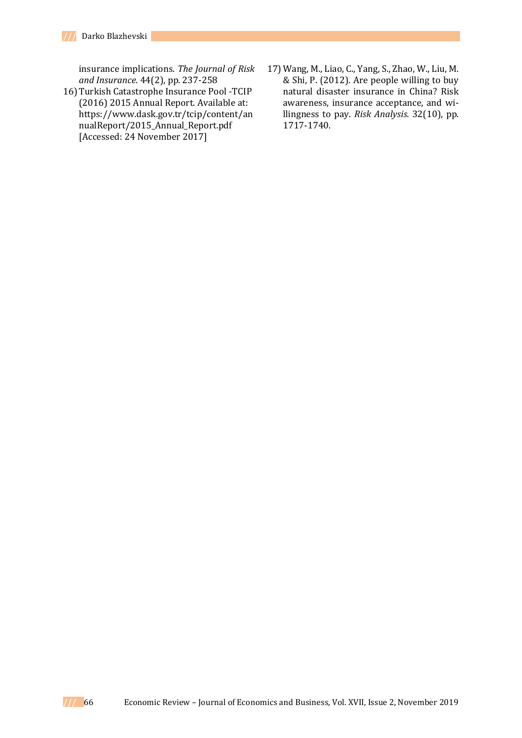insurance implications. *The Journal of Risk and Insurance*. 44(2), pp. 237-258

16) Turkish Catastrophe Insurance Pool -TCIP (2016) 2015 Annual Report. Available at: https://www.dask.gov.tr/tcip/content/annualReport/2015_Annual_Report.pdf [Accessed: 24 November 2017]

17) Wang, M., Liao, C., Yang, S., Zhao, W., Liu, M. & Shi, P. (2012). Are people willing to buy natural disaster insurance in China? Risk awareness, insurance acceptance, and willingness to pay. *Risk Analysis*. 32(10), pp. 1717-1740.